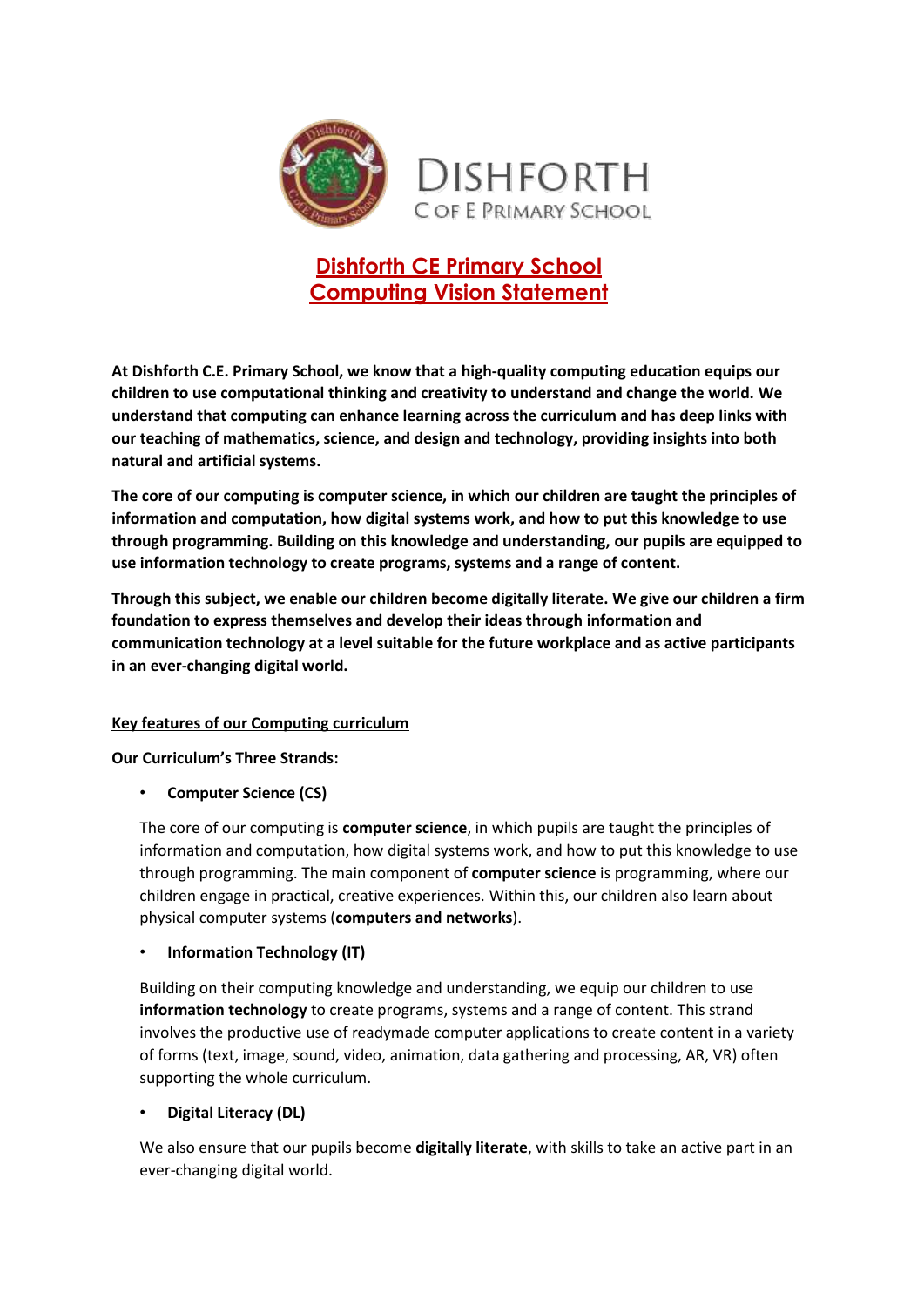# Dishforth CE Primary School
# Computing Vision Statement

**At Dishforth C.E. Primary School, we know that a high-quality computing education equips our children to use computational thinking and creativity to understand and change the world. We understand that computing can enhance learning across the curriculum and has deep links with our teaching of mathematics, science, and design and technology, providing insights into both natural and artificial systems.**

**The core of our computing is computer science, in which our children are taught the principles of information and computation, how digital systems work, and how to put this knowledge to use through programming. Building on this knowledge and understanding, our pupils are equipped to use information technology to create programs, systems and a range of content.**

**Through this subject, we enable our children become digitally literate. We give our children a firm foundation to express themselves and develop their ideas through information and communication technology at a level suitable for the future workplace and as active participants in an ever-changing digital world.**

## Key features of our Computing curriculum

**Our Curriculum's Three Strands:**

- **Computer Science (CS)**

  The core of our computing is **computer science**, in which pupils are taught the principles of information and computation, how digital systems work, and how to put this knowledge to use through programming. The main component of **computer science** is programming, where our children engage in practical, creative experiences. Within this, our children also learn about physical computer systems (**computers and networks**).

- **Information Technology (IT)**

  Building on their computing knowledge and understanding, we equip our children to use **information technology** to create programs, systems and a range of content. This strand involves the productive use of readymade computer applications to create content in a variety of forms (text, image, sound, video, animation, data gathering and processing, AR, VR) often supporting the whole curriculum.

- **Digital Literacy (DL)**

  We also ensure that our pupils become **digitally literate**, with skills to take an active part in an ever-changing digital world.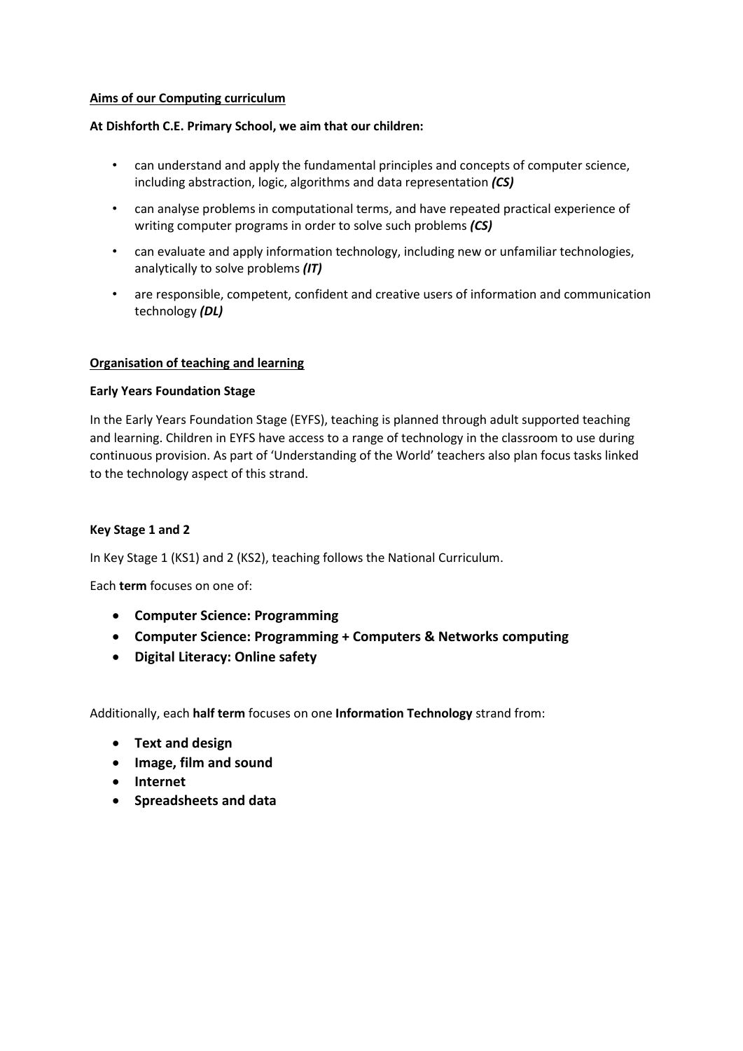## Aims of our Computing curriculum

**At Dishforth C.E. Primary School, we aim that our children:**

- can understand and apply the fundamental principles and concepts of computer science, including abstraction, logic, algorithms and data representation ***(CS)***
- can analyse problems in computational terms, and have repeated practical experience of writing computer programs in order to solve such problems ***(CS)***
- can evaluate and apply information technology, including new or unfamiliar technologies, analytically to solve problems ***(IT)***
- are responsible, competent, confident and creative users of information and communication technology ***(DL)***

## Organisation of teaching and learning

### Early Years Foundation Stage

In the Early Years Foundation Stage (EYFS), teaching is planned through adult supported teaching and learning. Children in EYFS have access to a range of technology in the classroom to use during continuous provision. As part of 'Understanding of the World' teachers also plan focus tasks linked to the technology aspect of this strand.

### Key Stage 1 and 2

In Key Stage 1 (KS1) and 2 (KS2), teaching follows the National Curriculum.

Each **term** focuses on one of:

- **Computer Science: Programming**
- **Computer Science: Programming + Computers & Networks computing**
- **Digital Literacy: Online safety**

Additionally, each **half term** focuses on one **Information Technology** strand from:

- **Text and design**
- **Image, film and sound**
- **Internet**
- **Spreadsheets and data**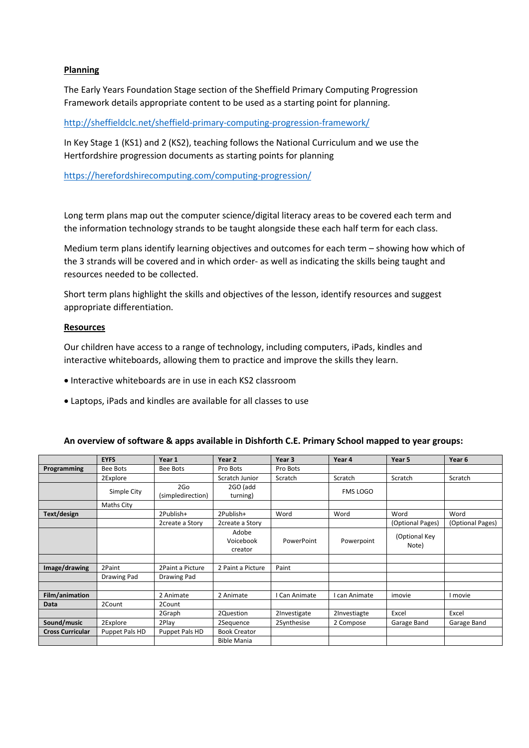**Planning**

The Early Years Foundation Stage section of the Sheffield Primary Computing Progression Framework details appropriate content to be used as a starting point for planning.

http://sheffieldclc.net/sheffield-primary-computing-progression-framework/

In Key Stage 1 (KS1) and 2 (KS2), teaching follows the National Curriculum and we use the Hertfordshire progression documents as starting points for planning

https://herefordshirecomputing.com/computing-progression/

Long term plans map out the computer science/digital literacy areas to be covered each term and the information technology strands to be taught alongside these each half term for each class.

Medium term plans identify learning objectives and outcomes for each term – showing how which of the 3 strands will be covered and in which order- as well as indicating the skills being taught and resources needed to be collected.

Short term plans highlight the skills and objectives of the lesson, identify resources and suggest appropriate differentiation.

**Resources**

Our children have access to a range of technology, including computers, iPads, kindles and interactive whiteboards, allowing them to practice and improve the skills they learn.

- Interactive whiteboards are in use in each KS2 classroom
- Laptops, iPads and kindles are available for all classes to use

**An overview of software & apps available in Dishforth C.E. Primary School mapped to year groups:**

| | EYFS | Year 1 | Year 2 | Year 3 | Year 4 | Year 5 | Year 6 |
|---|---|---|---|---|---|---|---|
| **Programming** | Bee Bots | Bee Bots | Pro Bots | Pro Bots | | | |
| | 2Explore | | Scratch Junior | Scratch | Scratch | Scratch | Scratch |
| | Simple City | 2Go (simpledirection) | 2GO (add turning) | | FMS LOGO | | |
| | Maths City | | | | | | |
| **Text/design** | | 2Publish+ | 2Publish+ | Word | Word | Word | Word |
| | | 2create a Story | 2create a Story | | | (Optional Pages) | (Optional Pages) |
| | | | Adobe Voicebook creator | PowerPoint | Powerpoint | (Optional Key Note) | |
| | | | | | | | |
| **Image/drawing** | 2Paint | 2Paint a Picture | 2 Paint a Picture | Paint | | | |
| | Drawing Pad | Drawing Pad | | | | | |
| | | | | | | | |
| **Film/animation** | | 2 Animate | 2 Animate | I Can Animate | I can Animate | imovie | I movie |
| **Data** | 2Count | 2Count | | | | | |
| | | 2Graph | 2Question | 2Investigate | 2Investiagte | Excel | Excel |
| **Sound/music** | 2Explore | 2Play | 2Sequence | 2Synthesise | 2 Compose | Garage Band | Garage Band |
| **Cross Curricular** | Puppet Pals HD | Puppet Pals HD | Book Creator | | | | |
| | | | Bible Mania | | | | |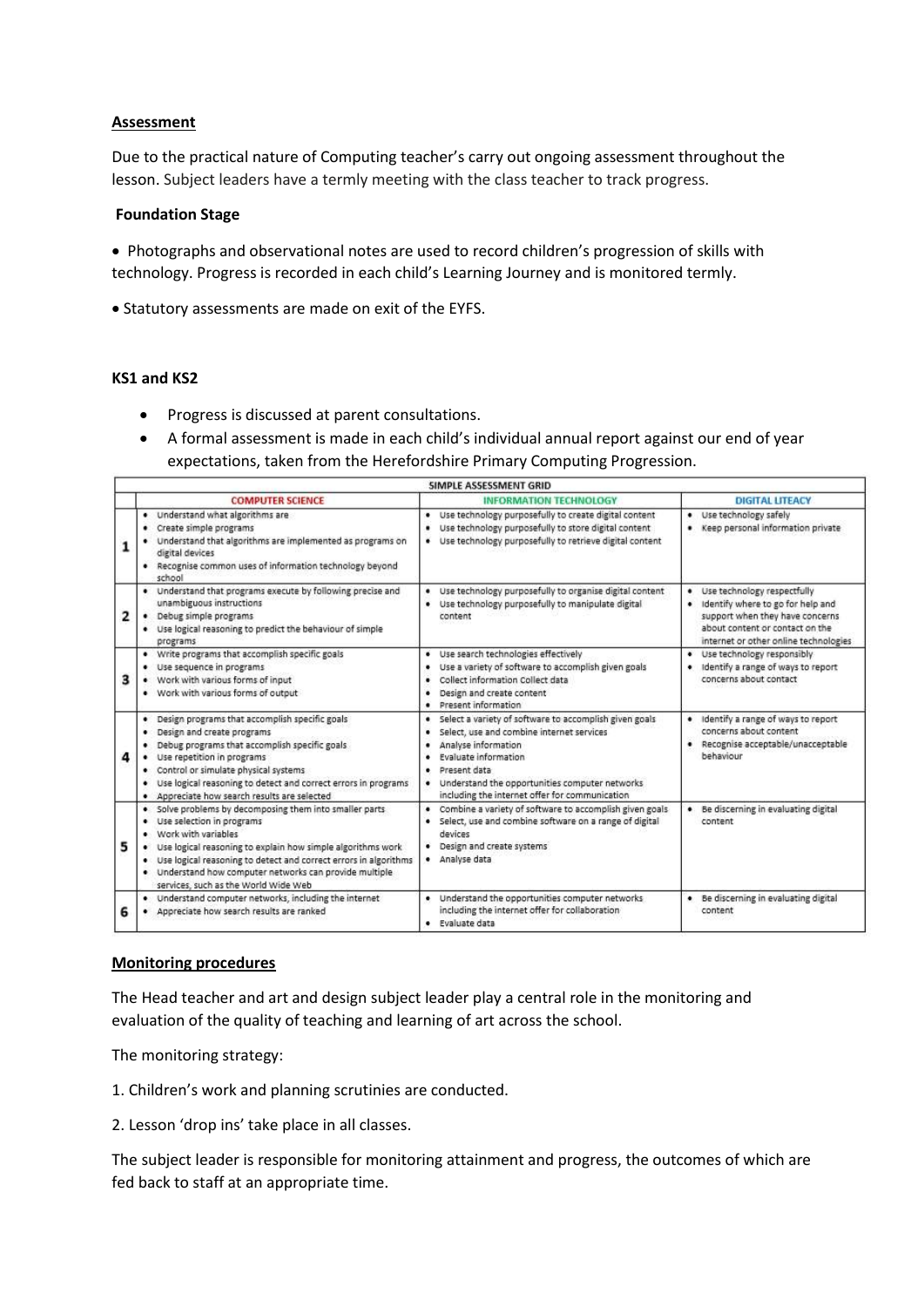**Assessment**

Due to the practical nature of Computing teacher's carry out ongoing assessment throughout the lesson. Subject leaders have a termly meeting with the class teacher to track progress.

**Foundation Stage**

- Photographs and observational notes are used to record children's progression of skills with technology. Progress is recorded in each child's Learning Journey and is monitored termly.
- Statutory assessments are made on exit of the EYFS.

**KS1 and KS2**

- Progress is discussed at parent consultations.
- A formal assessment is made in each child's individual annual report against our end of year expectations, taken from the Herefordshire Primary Computing Progression.

| SIMPLE ASSESSMENT GRID | | | |
|---|---|---|---|
| | COMPUTER SCIENCE | INFORMATION TECHNOLOGY | DIGITAL LITEACY |
| 1 | • Understand what algorithms are<br>• Create simple programs<br>• Understand that algorithms are implemented as programs on digital devices<br>• Recognise common uses of information technology beyond school | • Use technology purposefully to create digital content<br>• Use technology purposefully to store digital content<br>• Use technology purposefully to retrieve digital content | • Use technology safely<br>• Keep personal information private |
| 2 | • Understand that programs execute by following precise and unambiguous instructions<br>• Debug simple programs<br>• Use logical reasoning to predict the behaviour of simple programs | • Use technology purposefully to organise digital content<br>• Use technology purposefully to manipulate digital content | • Use technology respectfully<br>• Identify where to go for help and support when they have concerns about content or contact on the internet or other online technologies |
| 3 | • Write programs that accomplish specific goals<br>• Use sequence in programs<br>• Work with various forms of input<br>• Work with various forms of output | • Use search technologies effectively<br>• Use a variety of software to accomplish given goals<br>• Collect information Collect data<br>• Design and create content<br>• Present information | • Use technology responsibly<br>• Identify a range of ways to report concerns about contact |
| 4 | • Design programs that accomplish specific goals<br>• Design and create programs<br>• Debug programs that accomplish specific goals<br>• Use repetition in programs<br>• Control or simulate physical systems<br>• Use logical reasoning to detect and correct errors in programs<br>• Appreciate how search results are selected | • Select a variety of software to accomplish given goals<br>• Select, use and combine internet services<br>• Analyse information<br>• Evaluate information<br>• Present data<br>• Understand the opportunities computer networks including the internet offer for communication | • Identify a range of ways to report concerns about content<br>• Recognise acceptable/unacceptable behaviour |
| 5 | • Solve problems by decomposing them into smaller parts<br>• Use selection in programs<br>• Work with variables<br>• Use logical reasoning to explain how simple algorithms work<br>• Use logical reasoning to detect and correct errors in algorithms<br>• Understand how computer networks can provide multiple services, such as the World Wide Web | • Combine a variety of software to accomplish given goals<br>• Select, use and combine software on a range of digital devices<br>• Design and create systems<br>• Analyse data | • Be discerning in evaluating digital content |
| 6 | • Understand computer networks, including the internet<br>• Appreciate how search results are ranked | • Understand the opportunities computer networks including the internet offer for collaboration<br>• Evaluate data | • Be discerning in evaluating digital content |

**Monitoring procedures**

The Head teacher and art and design subject leader play a central role in the monitoring and evaluation of the quality of teaching and learning of art across the school.

The monitoring strategy:

1. Children's work and planning scrutinies are conducted.

2. Lesson 'drop ins' take place in all classes.

The subject leader is responsible for monitoring attainment and progress, the outcomes of which are fed back to staff at an appropriate time.